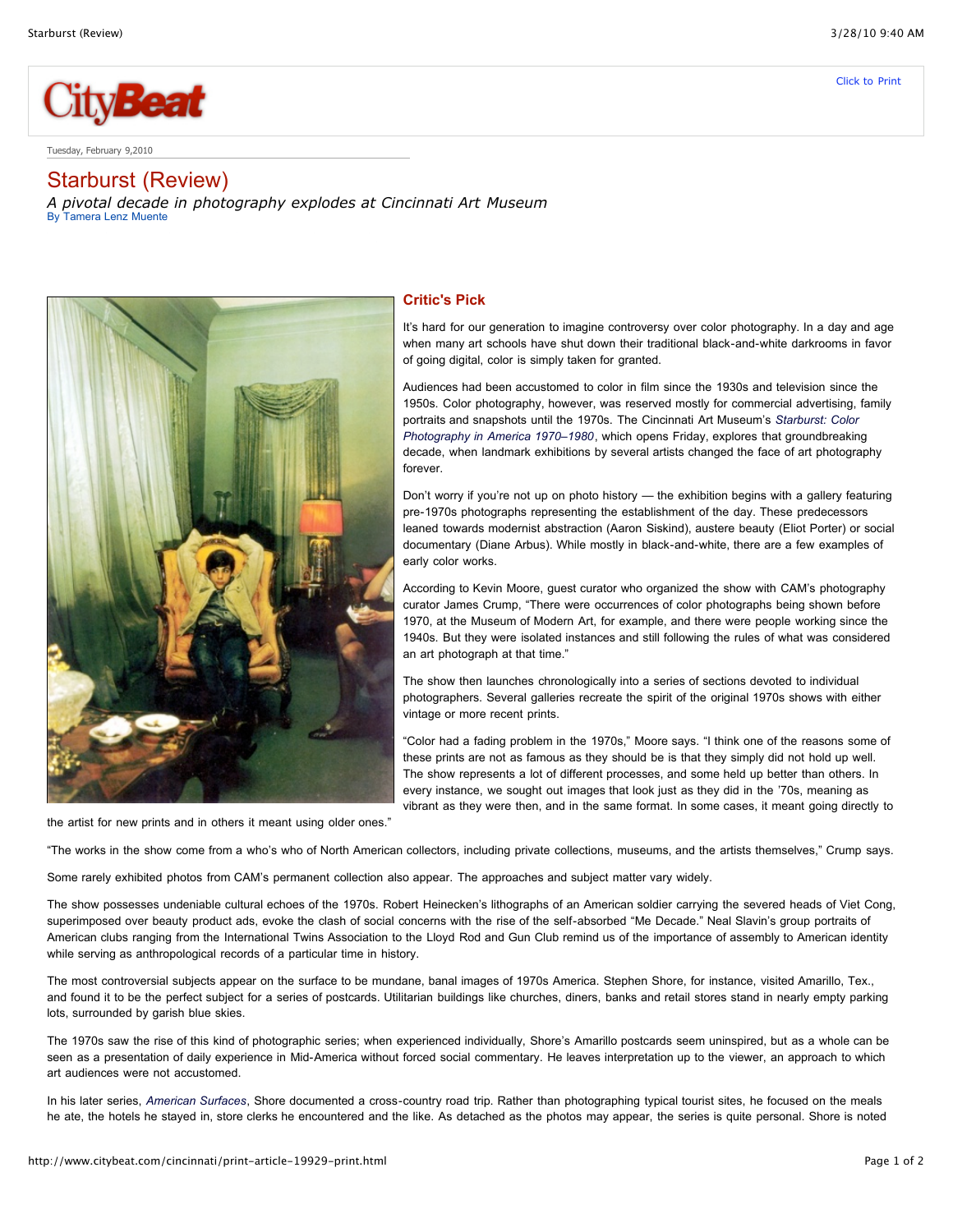Tuesday, February 9,2010

# Starburst (Review)

*A pivotal decade in photography explodes at Cincinnati Art Museum*

By Tamera Lenz Muente

## Critic's Pick

It's hard for our generation to imagine controversy over color photography. In a day and age when many art schools have shut down their traditional black-and-white darkrooms in favor of going digital, color is simply taken for granted.

Audiences had been accustomed to color in film since the 1930s and television since the 1950s. Color photography, however, was reserved mostly for commercial advertising, family portraits and snapshots until the 1970s. The Cincinnati Art Museum's *Starburst: Color Photography in America 1970–1980*, which opens Friday, explores that groundbreaking decade, when landmark exhibitions by several artists changed the face of art photography forever.

Don't worry if you're not up on photo history — the exhibition begins with a gallery featuring pre-1970s photographs representing the establishment of the day. These predecessors leaned towards modernist abstraction (Aaron Siskind), austere beauty (Eliot Porter) or social documentary (Diane Arbus). While mostly in black-and-white, there are a few examples of early color works.

According to Kevin Moore, guest curator who organized the show with CAM's photography curator James Crump, "There were occurrences of color photographs being shown before 1970, at the Museum of Modern Art, for example, and there were people working since the 1940s. But they were isolated instances and still following the rules of what was considered an art photograph at that time."

The show then launches chronologically into a series of sections devoted to individual photographers. Several galleries recreate the spirit of the original 1970s shows with either vintage or more recent prints.

"Color had a fading problem in the 1970s," Moore says. "I think one of the reasons some of these prints are not as famous as they should be is that they simply did not hold up well. The show represents a lot of different processes, and some held up better than others. In every instance, we sought out images that look just as they did in the '70s, meaning as vibrant as they were then, and in the same format. In some cases, it meant going directly to the artist for new prints and in others it meant using older ones."

"The works in the show come from a who's who of North American collectors, including private collections, museums, and the artists themselves," Crump says.

Some rarely exhibited photos from CAM's permanent collection also appear. The approaches and subject matter vary widely.

The show possesses undeniable cultural echoes of the 1970s. Robert Heinecken's lithographs of an American soldier carrying the severed heads of Viet Cong, superimposed over beauty product ads, evoke the clash of social concerns with the rise of the self-absorbed "Me Decade." Neal Slavin's group portraits of American clubs ranging from the International Twins Association to the Lloyd Rod and Gun Club remind us of the importance of assembly to American identity while serving as anthropological records of a particular time in history.

The most controversial subjects appear on the surface to be mundane, banal images of 1970s America. Stephen Shore, for instance, visited Amarillo, Tex., and found it to be the perfect subject for a series of postcards. Utilitarian buildings like churches, diners, banks and retail stores stand in nearly empty parking lots, surrounded by garish blue skies.

The 1970s saw the rise of this kind of photographic series; when experienced individually, Shore's Amarillo postcards seem uninspired, but as a whole can be seen as a presentation of daily experience in Mid-America without forced social commentary. He leaves interpretation up to the viewer, an approach to which art audiences were not accustomed.

In his later series, *American Surfaces*, Shore documented a cross-country road trip. Rather than photographing typical tourist sites, he focused on the meals he ate, the hotels he stayed in, store clerks he encountered and the like. As detached as the photos may appear, the series is quite personal. Shore is noted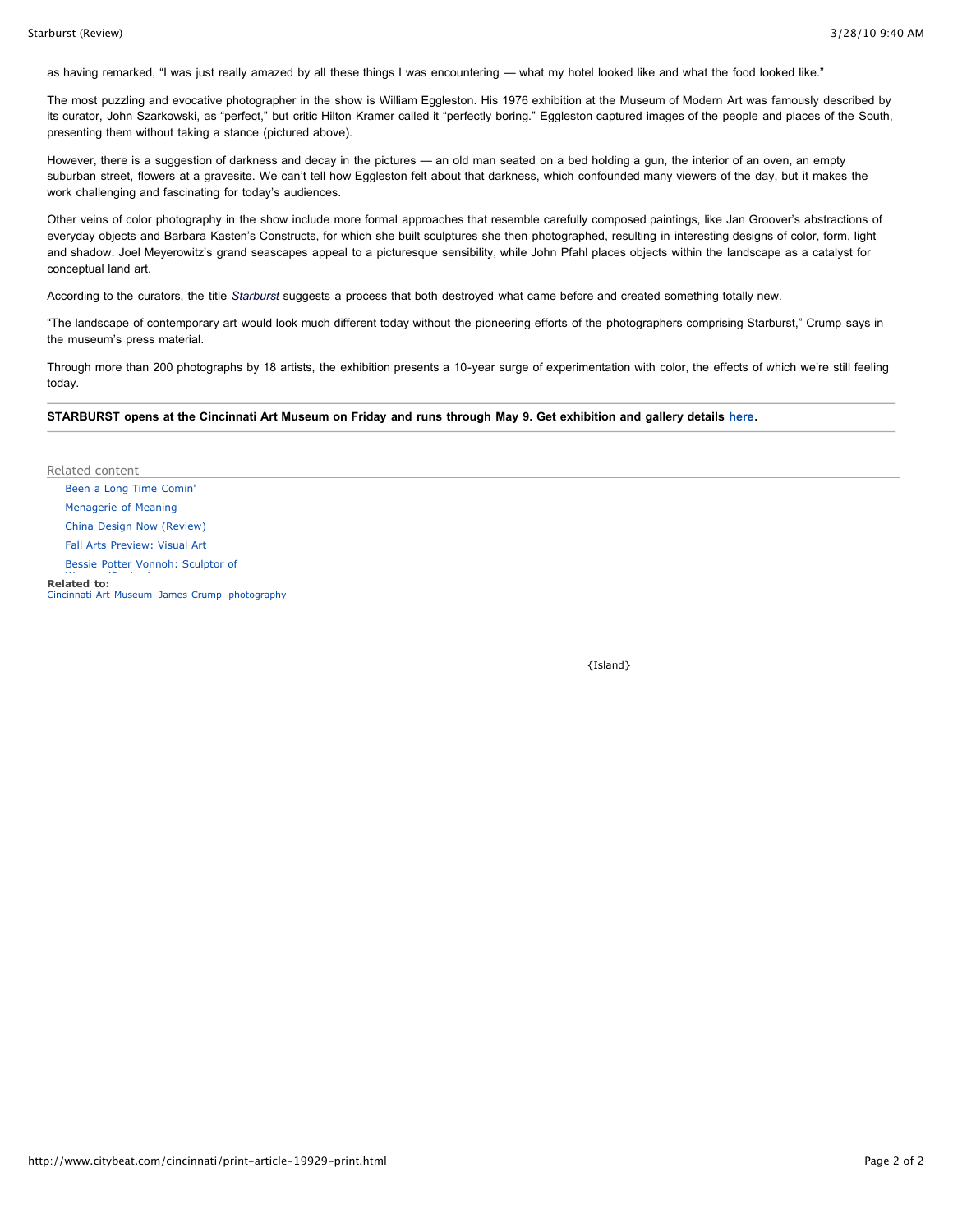as having remarked, "I was just really amazed by all these things I was encountering — what my hotel looked like and what the food looked like."

The most puzzling and evocative photographer in the show is William Eggleston. His 1976 exhibition at the Museum of Modern Art was famously described by its curator, John Szarkowski, as "perfect," but critic Hilton Kramer called it "perfectly boring." Eggleston captured images of the people and places of the South, presenting them without taking a stance (pictured above).

However, there is a suggestion of darkness and decay in the pictures — an old man seated on a bed holding a gun, the interior of an oven, an empty suburban street, flowers at a gravesite. We can't tell how Eggleston felt about that darkness, which confounded many viewers of the day, but it makes the work challenging and fascinating for today's audiences.

Other veins of color photography in the show include more formal approaches that resemble carefully composed paintings, like Jan Groover's abstractions of everyday objects and Barbara Kasten's Constructs, for which she built sculptures she then photographed, resulting in interesting designs of color, form, light and shadow. Joel Meyerowitz's grand seascapes appeal to a picturesque sensibility, while John Pfahl places objects within the landscape as a catalyst for conceptual land art.

According to the curators, the title *Starburst* suggests a process that both destroyed what came before and created something totally new.

"The landscape of contemporary art would look much different today without the pioneering efforts of the photographers comprising Starburst," Crump says in the museum's press material.

Through more than 200 photographs by 18 artists, the exhibition presents a 10-year surge of experimentation with color, the effects of which we're still feeling today.

---

**STARBURST opens at the Cincinnati Art Museum on Friday and runs through May 9. Get exhibition and gallery details here.**

---

Related content

- Been a Long Time Comin'
- Menagerie of Meaning
- China Design Now (Review)
- Fall Arts Preview: Visual Art
- Bessie Potter Vonnoh: Sculptor of

**Related to:**
Cincinnati Art Museum James Crump photography

{Island}